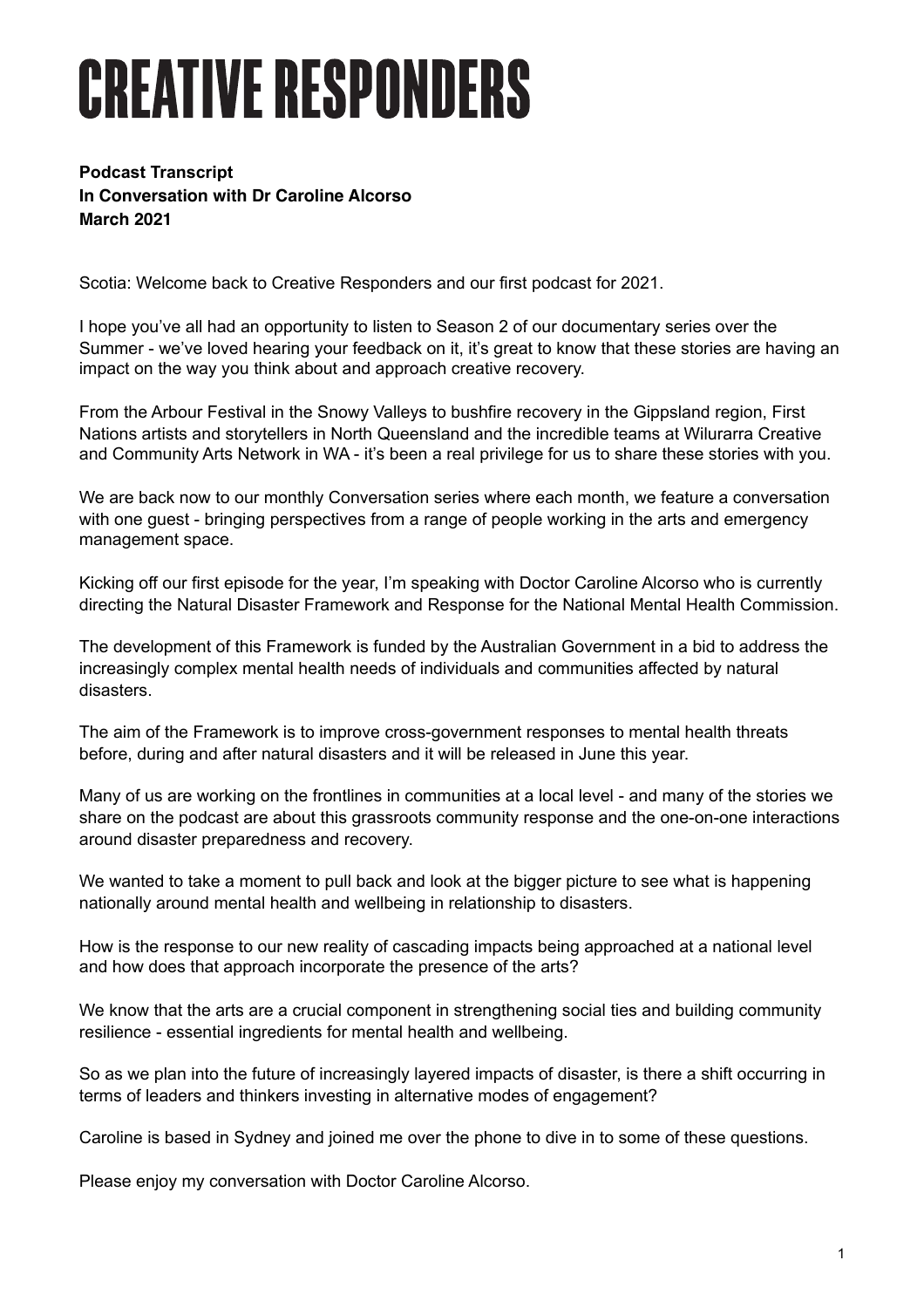# CREATIVE RESPONDERS

**Podcast Transcript**
**In Conversation with Dr Caroline Alcorso**
**March 2021**

Scotia: Welcome back to Creative Responders and our first podcast for 2021.

I hope you've all had an opportunity to listen to Season 2 of our documentary series over the Summer - we've loved hearing your feedback on it, it's great to know that these stories are having an impact on the way you think about and approach creative recovery.

From the Arbour Festival in the Snowy Valleys to bushfire recovery in the Gippsland region, First Nations artists and storytellers in North Queensland and the incredible teams at Wilurarra Creative and Community Arts Network in WA - it's been a real privilege for us to share these stories with you.

We are back now to our monthly Conversation series where each month, we feature a conversation with one guest - bringing perspectives from a range of people working in the arts and emergency management space.

Kicking off our first episode for the year, I'm speaking with Doctor Caroline Alcorso who is currently directing the Natural Disaster Framework and Response for the National Mental Health Commission.

The development of this Framework is funded by the Australian Government in a bid to address the increasingly complex mental health needs of individuals and communities affected by natural disasters.

The aim of the Framework is to improve cross-government responses to mental health threats before, during and after natural disasters and it will be released in June this year.

Many of us are working on the frontlines in communities at a local level - and many of the stories we share on the podcast are about this grassroots community response and the one-on-one interactions around disaster preparedness and recovery.

We wanted to take a moment to pull back and look at the bigger picture to see what is happening nationally around mental health and wellbeing in relationship to disasters.

How is the response to our new reality of cascading impacts being approached at a national level and how does that approach incorporate the presence of the arts?

We know that the arts are a crucial component in strengthening social ties and building community resilience - essential ingredients for mental health and wellbeing.

So as we plan into the future of increasingly layered impacts of disaster, is there a shift occurring in terms of leaders and thinkers investing in alternative modes of engagement?

Caroline is based in Sydney and joined me over the phone to dive in to some of these questions.

Please enjoy my conversation with Doctor Caroline Alcorso.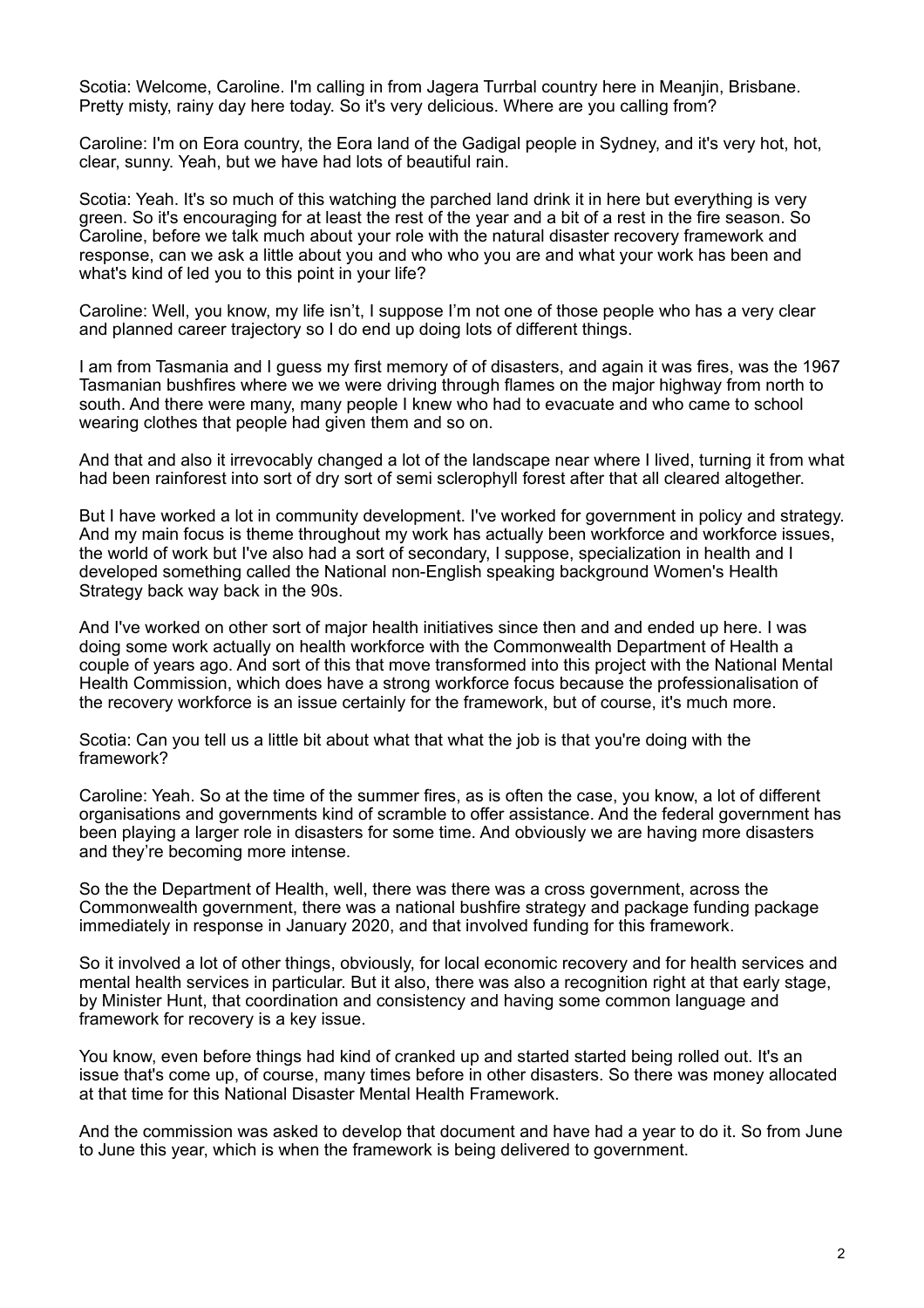Scotia: Welcome, Caroline. I'm calling in from Jagera Turrbal country here in Meanjin, Brisbane. Pretty misty, rainy day here today. So it's very delicious. Where are you calling from?

Caroline: I'm on Eora country, the Eora land of the Gadigal people in Sydney, and it's very hot, hot, clear, sunny. Yeah, but we have had lots of beautiful rain.

Scotia: Yeah. It's so much of this watching the parched land drink it in here but everything is very green. So it's encouraging for at least the rest of the year and a bit of a rest in the fire season. So Caroline, before we talk much about your role with the natural disaster recovery framework and response, can we ask a little about you and who who you are and what your work has been and what's kind of led you to this point in your life?

Caroline: Well, you know, my life isn't, I suppose I'm not one of those people who has a very clear and planned career trajectory so I do end up doing lots of different things.

I am from Tasmania and I guess my first memory of of disasters, and again it was fires, was the 1967 Tasmanian bushfires where we we were driving through flames on the major highway from north to south. And there were many, many people I knew who had to evacuate and who came to school wearing clothes that people had given them and so on.

And that and also it irrevocably changed a lot of the landscape near where I lived, turning it from what had been rainforest into sort of dry sort of semi sclerophyll forest after that all cleared altogether.

But I have worked a lot in community development. I've worked for government in policy and strategy. And my main focus is theme throughout my work has actually been workforce and workforce issues, the world of work but I've also had a sort of secondary, I suppose, specialization in health and I developed something called the National non-English speaking background Women's Health Strategy back way back in the 90s.

And I've worked on other sort of major health initiatives since then and and ended up here. I was doing some work actually on health workforce with the Commonwealth Department of Health a couple of years ago. And sort of this that move transformed into this project with the National Mental Health Commission, which does have a strong workforce focus because the professionalisation of the recovery workforce is an issue certainly for the framework, but of course, it's much more.

Scotia: Can you tell us a little bit about what that what the job is that you're doing with the framework?

Caroline: Yeah. So at the time of the summer fires, as is often the case, you know, a lot of different organisations and governments kind of scramble to offer assistance. And the federal government has been playing a larger role in disasters for some time. And obviously we are having more disasters and they're becoming more intense.

So the the Department of Health, well, there was there was a cross government, across the Commonwealth government, there was a national bushfire strategy and package funding package immediately in response in January 2020, and that involved funding for this framework.

So it involved a lot of other things, obviously, for local economic recovery and for health services and mental health services in particular. But it also, there was also a recognition right at that early stage, by Minister Hunt, that coordination and consistency and having some common language and framework for recovery is a key issue.

You know, even before things had kind of cranked up and started started being rolled out. It's an issue that's come up, of course, many times before in other disasters. So there was money allocated at that time for this National Disaster Mental Health Framework.

And the commission was asked to develop that document and have had a year to do it. So from June to June this year, which is when the framework is being delivered to government.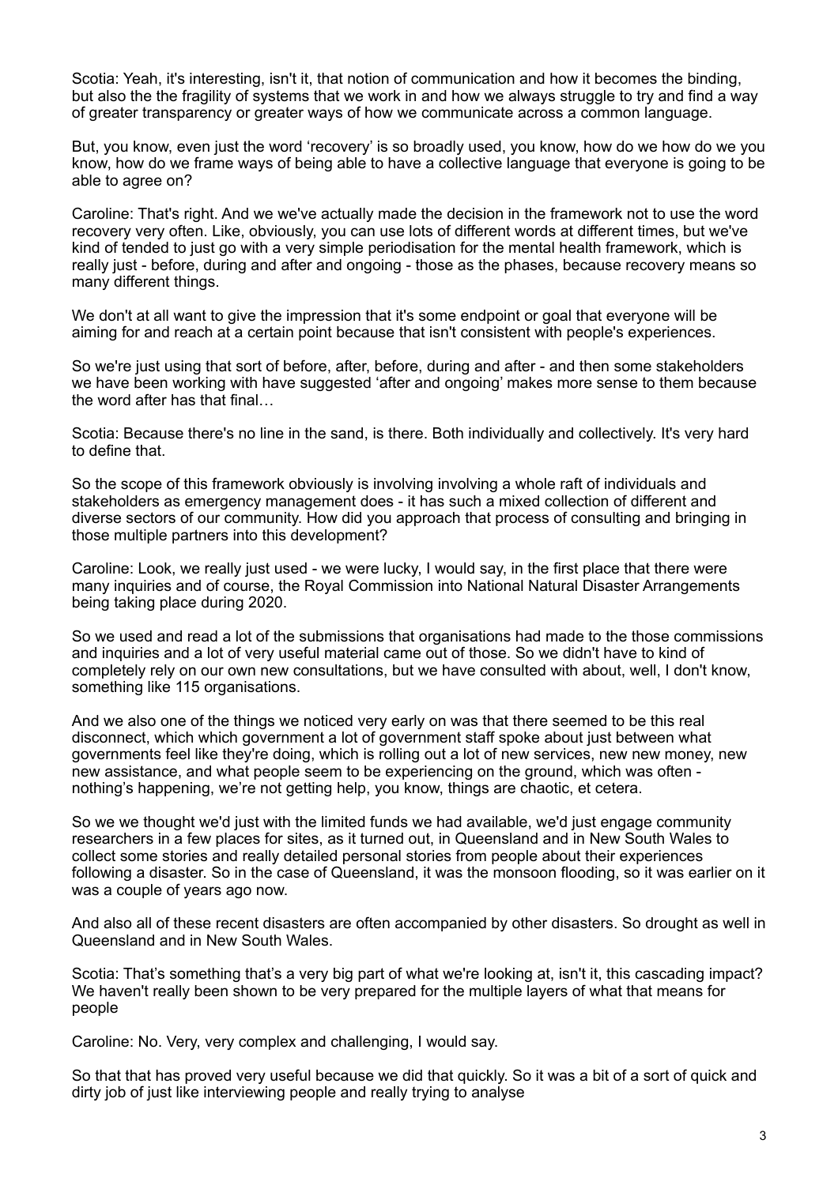Scotia: Yeah, it's interesting, isn't it, that notion of communication and how it becomes the binding, but also the the fragility of systems that we work in and how we always struggle to try and find a way of greater transparency or greater ways of how we communicate across a common language.

But, you know, even just the word 'recovery' is so broadly used, you know, how do we how do we you know, how do we frame ways of being able to have a collective language that everyone is going to be able to agree on?

Caroline: That's right. And we we've actually made the decision in the framework not to use the word recovery very often. Like, obviously, you can use lots of different words at different times, but we've kind of tended to just go with a very simple periodisation for the mental health framework, which is really just - before, during and after and ongoing - those as the phases, because recovery means so many different things.

We don't at all want to give the impression that it's some endpoint or goal that everyone will be aiming for and reach at a certain point because that isn't consistent with people's experiences.

So we're just using that sort of before, after, before, during and after - and then some stakeholders we have been working with have suggested 'after and ongoing' makes more sense to them because the word after has that final…

Scotia: Because there's no line in the sand, is there. Both individually and collectively. It's very hard to define that.

So the scope of this framework obviously is involving involving a whole raft of individuals and stakeholders as emergency management does - it has such a mixed collection of different and diverse sectors of our community. How did you approach that process of consulting and bringing in those multiple partners into this development?

Caroline: Look, we really just used - we were lucky, I would say, in the first place that there were many inquiries and of course, the Royal Commission into National Natural Disaster Arrangements being taking place during 2020.

So we used and read a lot of the submissions that organisations had made to the those commissions and inquiries and a lot of very useful material came out of those. So we didn't have to kind of completely rely on our own new consultations, but we have consulted with about, well, I don't know, something like 115 organisations.

And we also one of the things we noticed very early on was that there seemed to be this real disconnect, which which government a lot of government staff spoke about just between what governments feel like they're doing, which is rolling out a lot of new services, new new money, new new assistance, and what people seem to be experiencing on the ground, which was often - nothing's happening, we're not getting help, you know, things are chaotic, et cetera.

So we we thought we'd just with the limited funds we had available, we'd just engage community researchers in a few places for sites, as it turned out, in Queensland and in New South Wales to collect some stories and really detailed personal stories from people about their experiences following a disaster. So in the case of Queensland, it was the monsoon flooding, so it was earlier on it was a couple of years ago now.

And also all of these recent disasters are often accompanied by other disasters. So drought as well in Queensland and in New South Wales.

Scotia: That's something that's a very big part of what we're looking at, isn't it, this cascading impact? We haven't really been shown to be very prepared for the multiple layers of what that means for people

Caroline: No. Very, very complex and challenging, I would say.

So that that has proved very useful because we did that quickly. So it was a bit of a sort of quick and dirty job of just like interviewing people and really trying to analyse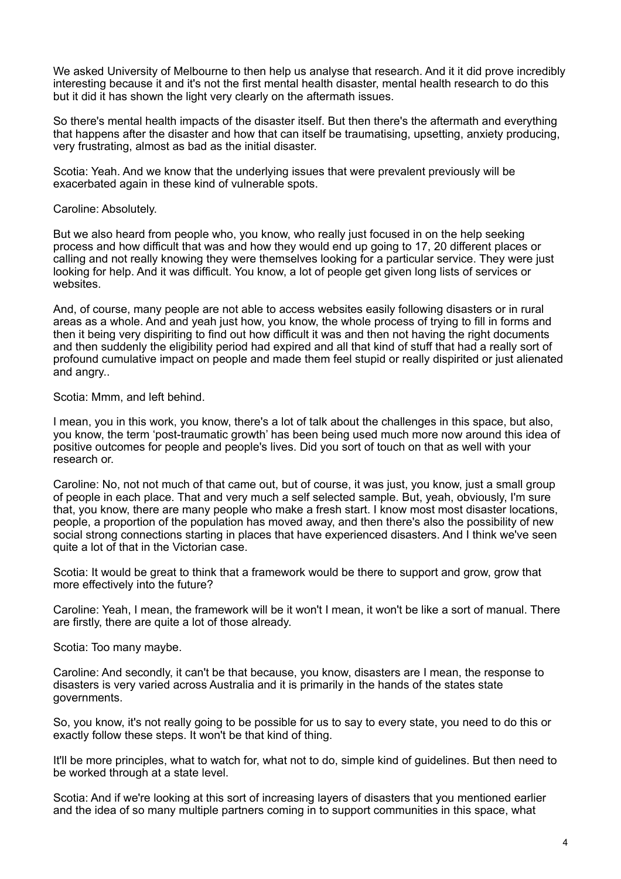We asked University of Melbourne to then help us analyse that research. And it it did prove incredibly interesting because it and it's not the first mental health disaster, mental health research to do this but it did it has shown the light very clearly on the aftermath issues.

So there's mental health impacts of the disaster itself. But then there's the aftermath and everything that happens after the disaster and how that can itself be traumatising, upsetting, anxiety producing, very frustrating, almost as bad as the initial disaster.

Scotia: Yeah. And we know that the underlying issues that were prevalent previously will be exacerbated again in these kind of vulnerable spots.

Caroline: Absolutely.

But we also heard from people who, you know, who really just focused in on the help seeking process and how difficult that was and how they would end up going to 17, 20 different places or calling and not really knowing they were themselves looking for a particular service. They were just looking for help. And it was difficult. You know, a lot of people get given long lists of services or websites.

And, of course, many people are not able to access websites easily following disasters or in rural areas as a whole. And and yeah just how, you know, the whole process of trying to fill in forms and then it being very dispiriting to find out how difficult it was and then not having the right documents and then suddenly the eligibility period had expired and all that kind of stuff that had a really sort of profound cumulative impact on people and made them feel stupid or really dispirited or just alienated and angry..

Scotia: Mmm, and left behind.

I mean, you in this work, you know, there's a lot of talk about the challenges in this space, but also, you know, the term 'post-traumatic growth' has been being used much more now around this idea of positive outcomes for people and people's lives. Did you sort of touch on that as well with your research or.

Caroline: No, not not much of that came out, but of course, it was just, you know, just a small group of people in each place. That and very much a self selected sample. But, yeah, obviously, I'm sure that, you know, there are many people who make a fresh start. I know most most disaster locations, people, a proportion of the population has moved away, and then there's also the possibility of new social strong connections starting in places that have experienced disasters. And I think we've seen quite a lot of that in the Victorian case.

Scotia: It would be great to think that a framework would be there to support and grow, grow that more effectively into the future?

Caroline: Yeah, I mean, the framework will be it won't I mean, it won't be like a sort of manual. There are firstly, there are quite a lot of those already.

Scotia: Too many maybe.

Caroline: And secondly, it can't be that because, you know, disasters are I mean, the response to disasters is very varied across Australia and it is primarily in the hands of the states state governments.

So, you know, it's not really going to be possible for us to say to every state, you need to do this or exactly follow these steps. It won't be that kind of thing.

It'll be more principles, what to watch for, what not to do, simple kind of guidelines. But then need to be worked through at a state level.

Scotia: And if we're looking at this sort of increasing layers of disasters that you mentioned earlier and the idea of so many multiple partners coming in to support communities in this space, what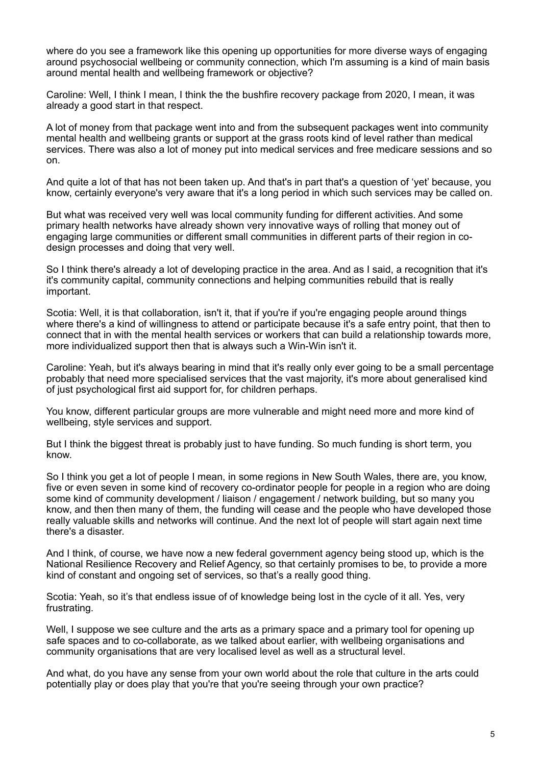where do you see a framework like this opening up opportunities for more diverse ways of engaging around psychosocial wellbeing or community connection, which I'm assuming is a kind of main basis around mental health and wellbeing framework or objective?

Caroline: Well, I think I mean, I think the the bushfire recovery package from 2020, I mean, it was already a good start in that respect.

A lot of money from that package went into and from the subsequent packages went into community mental health and wellbeing grants or support at the grass roots kind of level rather than medical services. There was also a lot of money put into medical services and free medicare sessions and so on.

And quite a lot of that has not been taken up. And that's in part that's a question of 'yet' because, you know, certainly everyone's very aware that it's a long period in which such services may be called on.

But what was received very well was local community funding for different activities. And some primary health networks have already shown very innovative ways of rolling that money out of engaging large communities or different small communities in different parts of their region in co-design processes and doing that very well.

So I think there's already a lot of developing practice in the area. And as I said, a recognition that it's it's community capital, community connections and helping communities rebuild that is really important.

Scotia: Well, it is that collaboration, isn't it, that if you're if you're engaging people around things where there's a kind of willingness to attend or participate because it's a safe entry point, that then to connect that in with the mental health services or workers that can build a relationship towards more, more individualized support then that is always such a Win-Win isn't it.

Caroline: Yeah, but it's always bearing in mind that it's really only ever going to be a small percentage probably that need more specialised services that the vast majority, it's more about generalised kind of just psychological first aid support for, for children perhaps.

You know, different particular groups are more vulnerable and might need more and more kind of wellbeing, style services and support.

But I think the biggest threat is probably just to have funding. So much funding is short term, you know.

So I think you get a lot of people I mean, in some regions in New South Wales, there are, you know, five or even seven in some kind of recovery co-ordinator people for people in a region who are doing some kind of community development / liaison / engagement / network building, but so many you know, and then then many of them, the funding will cease and the people who have developed those really valuable skills and networks will continue. And the next lot of people will start again next time there's a disaster.

And I think, of course, we have now a new federal government agency being stood up, which is the National Resilience Recovery and Relief Agency, so that certainly promises to be, to provide a more kind of constant and ongoing set of services, so that's a really good thing.

Scotia: Yeah, so it's that endless issue of of knowledge being lost in the cycle of it all. Yes, very frustrating.

Well, I suppose we see culture and the arts as a primary space and a primary tool for opening up safe spaces and to co-collaborate, as we talked about earlier, with wellbeing organisations and community organisations that are very localised level as well as a structural level.

And what, do you have any sense from your own world about the role that culture in the arts could potentially play or does play that you're that you're seeing through your own practice?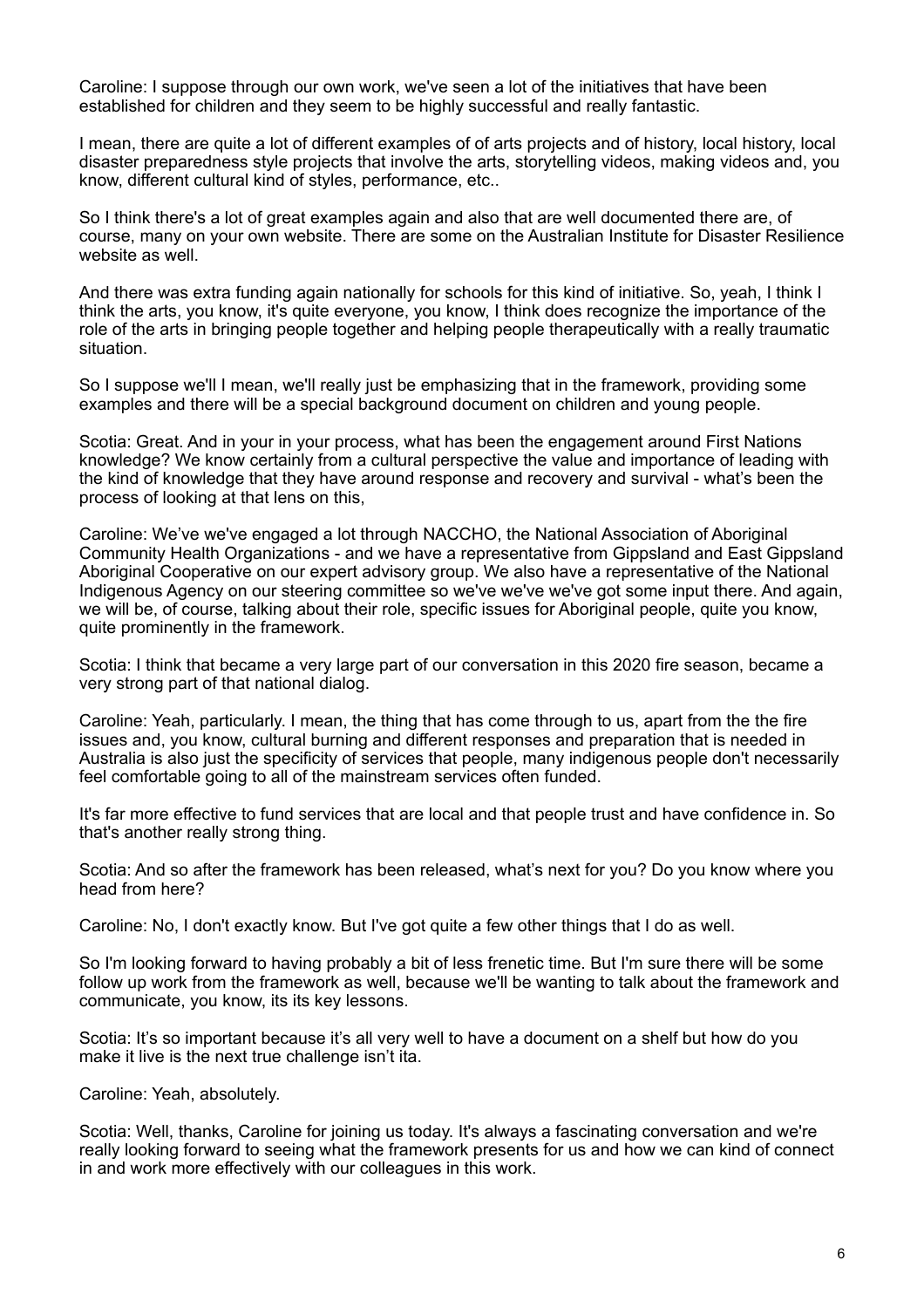Caroline: I suppose through our own work, we've seen a lot of the initiatives that have been established for children and they seem to be highly successful and really fantastic.

I mean, there are quite a lot of different examples of of arts projects and of history, local history, local disaster preparedness style projects that involve the arts, storytelling videos, making videos and, you know, different cultural kind of styles, performance, etc..

So I think there's a lot of great examples again and also that are well documented there are, of course, many on your own website. There are some on the Australian Institute for Disaster Resilience website as well.

And there was extra funding again nationally for schools for this kind of initiative. So, yeah, I think I think the arts, you know, it's quite everyone, you know, I think does recognize the importance of the role of the arts in bringing people together and helping people therapeutically with a really traumatic situation.

So I suppose we'll I mean, we'll really just be emphasizing that in the framework, providing some examples and there will be a special background document on children and young people.

Scotia: Great. And in your in your process, what has been the engagement around First Nations knowledge? We know certainly from a cultural perspective the value and importance of leading with the kind of knowledge that they have around response and recovery and survival - what's been the process of looking at that lens on this,

Caroline: We've we've engaged a lot through NACCHO, the National Association of Aboriginal Community Health Organizations - and we have a representative from Gippsland and East Gippsland Aboriginal Cooperative on our expert advisory group. We also have a representative of the National Indigenous Agency on our steering committee so we've we've we've got some input there. And again, we will be, of course, talking about their role, specific issues for Aboriginal people, quite you know, quite prominently in the framework.

Scotia: I think that became a very large part of our conversation in this 2020 fire season, became a very strong part of that national dialog.

Caroline: Yeah, particularly. I mean, the thing that has come through to us, apart from the the fire issues and, you know, cultural burning and different responses and preparation that is needed in Australia is also just the specificity of services that people, many indigenous people don't necessarily feel comfortable going to all of the mainstream services often funded.

It's far more effective to fund services that are local and that people trust and have confidence in. So that's another really strong thing.

Scotia: And so after the framework has been released, what's next for you? Do you know where you head from here?

Caroline: No, I don't exactly know. But I've got quite a few other things that I do as well.

So I'm looking forward to having probably a bit of less frenetic time. But I'm sure there will be some follow up work from the framework as well, because we'll be wanting to talk about the framework and communicate, you know, its its key lessons.

Scotia: It's so important because it's all very well to have a document on a shelf but how do you make it live is the next true challenge isn't ita.

Caroline: Yeah, absolutely.

Scotia: Well, thanks, Caroline for joining us today. It's always a fascinating conversation and we're really looking forward to seeing what the framework presents for us and how we can kind of connect in and work more effectively with our colleagues in this work.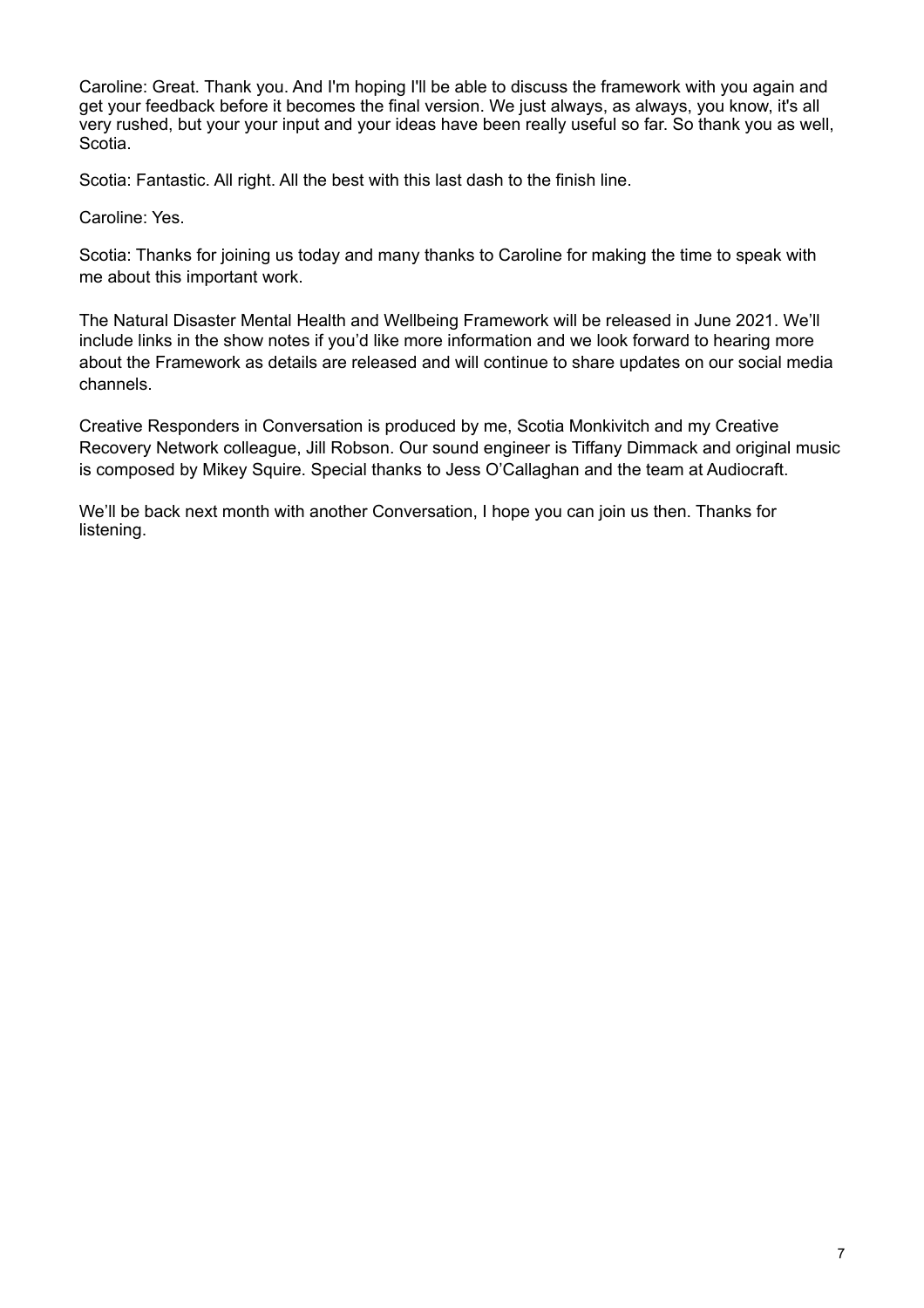Caroline: Great. Thank you. And I'm hoping I'll be able to discuss the framework with you again and get your feedback before it becomes the final version. We just always, as always, you know, it's all very rushed, but your your input and your ideas have been really useful so far. So thank you as well, Scotia.

Scotia: Fantastic. All right. All the best with this last dash to the finish line.

Caroline: Yes.

Scotia: Thanks for joining us today and many thanks to Caroline for making the time to speak with me about this important work.

The Natural Disaster Mental Health and Wellbeing Framework will be released in June 2021. We'll include links in the show notes if you'd like more information and we look forward to hearing more about the Framework as details are released and will continue to share updates on our social media channels.

Creative Responders in Conversation is produced by me, Scotia Monkivitch and my Creative Recovery Network colleague, Jill Robson. Our sound engineer is Tiffany Dimmack and original music is composed by Mikey Squire. Special thanks to Jess O'Callaghan and the team at Audiocraft.

We'll be back next month with another Conversation, I hope you can join us then. Thanks for listening.